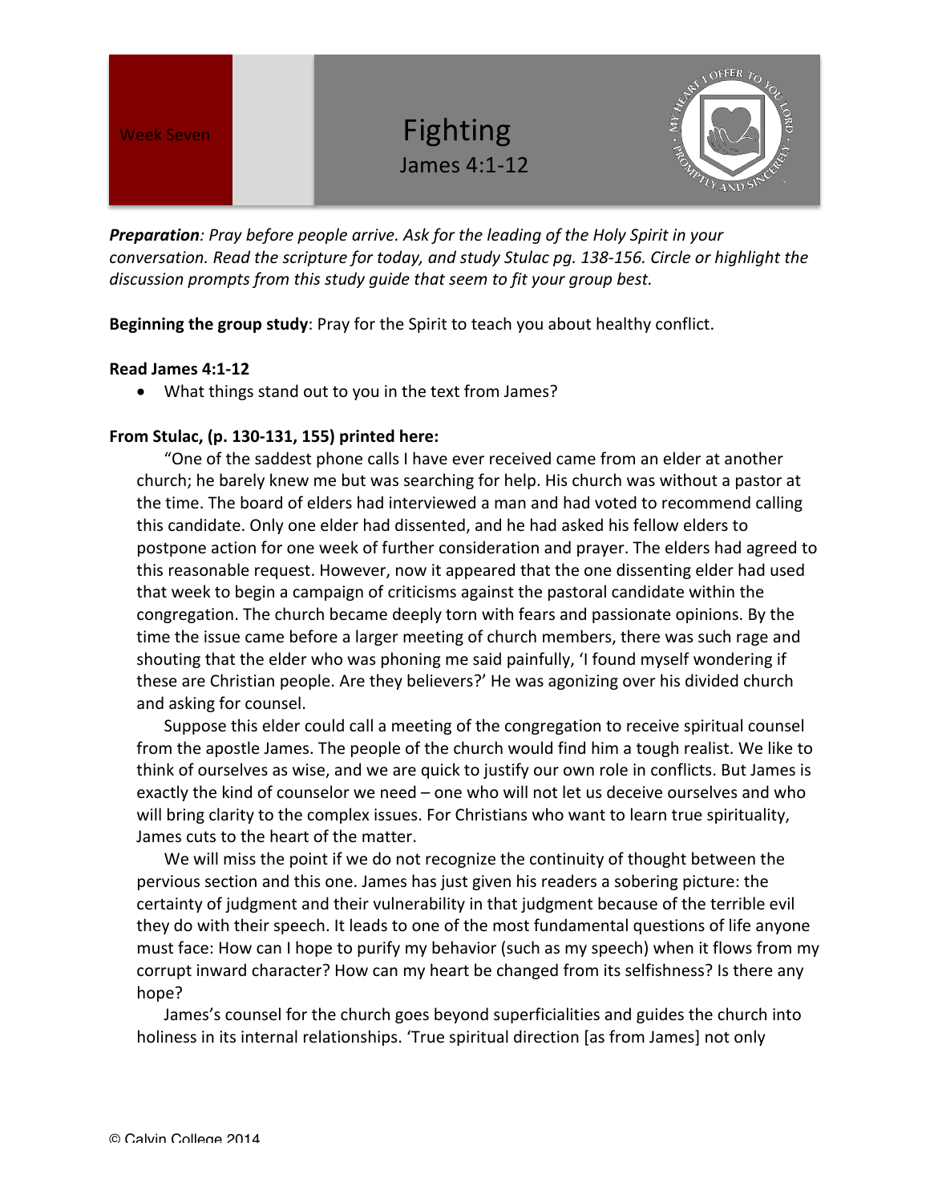Week Seven

# Fighting

## James 4:1-12

***Preparation**: Pray before people arrive. Ask for the leading of the Holy Spirit in your conversation. Read the scripture for today, and study Stulac pg. 138-156. Circle or highlight the discussion prompts from this study guide that seem to fit your group best.*

**Beginning the group study**: Pray for the Spirit to teach you about healthy conflict.

**Read James 4:1-12**

- What things stand out to you in the text from James?

**From Stulac, (p. 130-131, 155) printed here:**

"One of the saddest phone calls I have ever received came from an elder at another church; he barely knew me but was searching for help. His church was without a pastor at the time. The board of elders had interviewed a man and had voted to recommend calling this candidate. Only one elder had dissented, and he had asked his fellow elders to postpone action for one week of further consideration and prayer. The elders had agreed to this reasonable request. However, now it appeared that the one dissenting elder had used that week to begin a campaign of criticisms against the pastoral candidate within the congregation. The church became deeply torn with fears and passionate opinions. By the time the issue came before a larger meeting of church members, there was such rage and shouting that the elder who was phoning me said painfully, 'I found myself wondering if these are Christian people. Are they believers?' He was agonizing over his divided church and asking for counsel.

Suppose this elder could call a meeting of the congregation to receive spiritual counsel from the apostle James. The people of the church would find him a tough realist. We like to think of ourselves as wise, and we are quick to justify our own role in conflicts. But James is exactly the kind of counselor we need – one who will not let us deceive ourselves and who will bring clarity to the complex issues. For Christians who want to learn true spirituality, James cuts to the heart of the matter.

We will miss the point if we do not recognize the continuity of thought between the pervious section and this one. James has just given his readers a sobering picture: the certainty of judgment and their vulnerability in that judgment because of the terrible evil they do with their speech. It leads to one of the most fundamental questions of life anyone must face: How can I hope to purify my behavior (such as my speech) when it flows from my corrupt inward character? How can my heart be changed from its selfishness? Is there any hope?

James's counsel for the church goes beyond superficialities and guides the church into holiness in its internal relationships. 'True spiritual direction [as from James] not only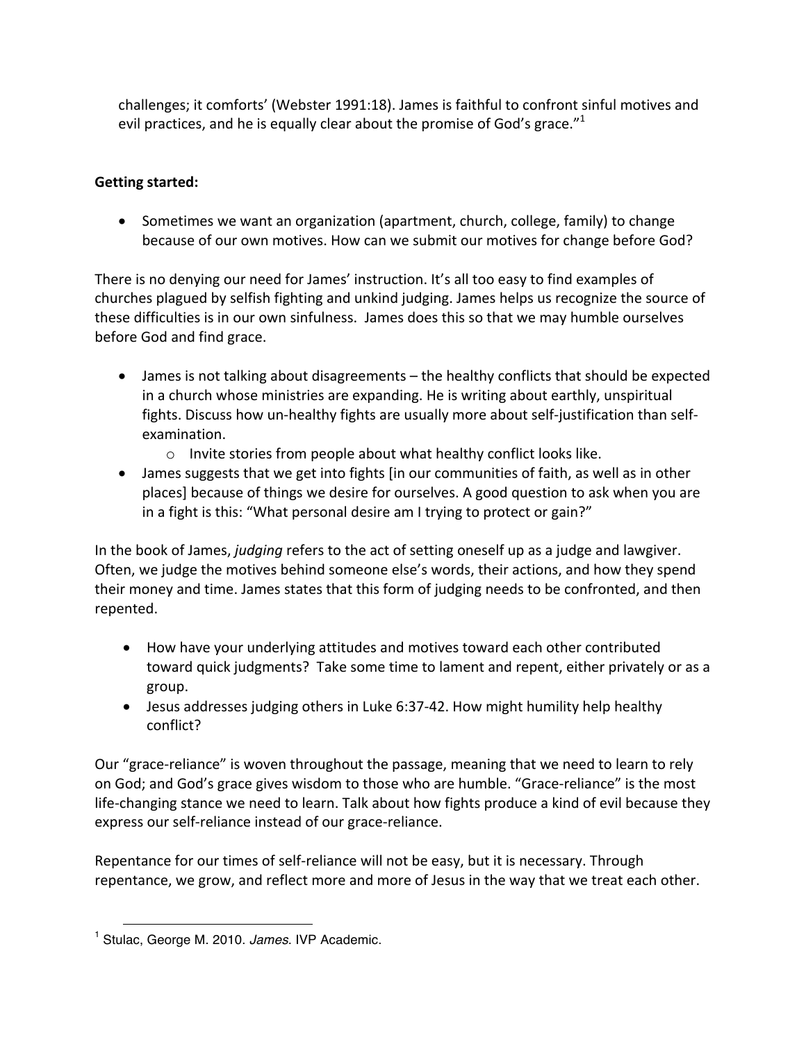challenges; it comforts' (Webster 1991:18). James is faithful to confront sinful motives and evil practices, and he is equally clear about the promise of God's grace."[1]

**Getting started:**

- Sometimes we want an organization (apartment, church, college, family) to change because of our own motives. How can we submit our motives for change before God?

There is no denying our need for James' instruction. It's all too easy to find examples of churches plagued by selfish fighting and unkind judging. James helps us recognize the source of these difficulties is in our own sinfulness. James does this so that we may humble ourselves before God and find grace.

- James is not talking about disagreements – the healthy conflicts that should be expected in a church whose ministries are expanding. He is writing about earthly, unspiritual fights. Discuss how un-healthy fights are usually more about self-justification than self-examination.
    - Invite stories from people about what healthy conflict looks like.
- James suggests that we get into fights [in our communities of faith, as well as in other places] because of things we desire for ourselves. A good question to ask when you are in a fight is this: "What personal desire am I trying to protect or gain?"

In the book of James, *judging* refers to the act of setting oneself up as a judge and lawgiver. Often, we judge the motives behind someone else's words, their actions, and how they spend their money and time. James states that this form of judging needs to be confronted, and then repented.

- How have your underlying attitudes and motives toward each other contributed toward quick judgments? Take some time to lament and repent, either privately or as a group.
- Jesus addresses judging others in Luke 6:37-42. How might humility help healthy conflict?

Our "grace-reliance" is woven throughout the passage, meaning that we need to learn to rely on God; and God's grace gives wisdom to those who are humble. "Grace-reliance" is the most life-changing stance we need to learn. Talk about how fights produce a kind of evil because they express our self-reliance instead of our grace-reliance.

Repentance for our times of self-reliance will not be easy, but it is necessary. Through repentance, we grow, and reflect more and more of Jesus in the way that we treat each other.

[1] Stulac, George M. 2010. *James*. IVP Academic.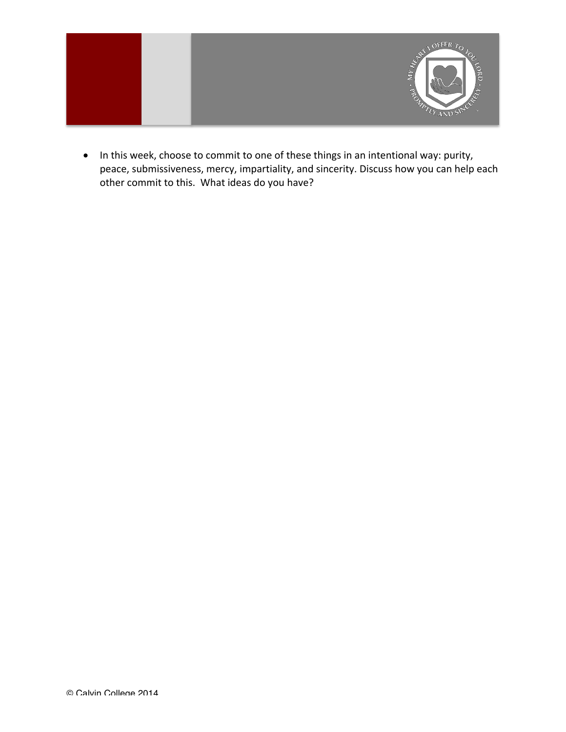- In this week, choose to commit to one of these things in an intentional way: purity, peace, submissiveness, mercy, impartiality, and sincerity. Discuss how you can help each other commit to this. What ideas do you have?